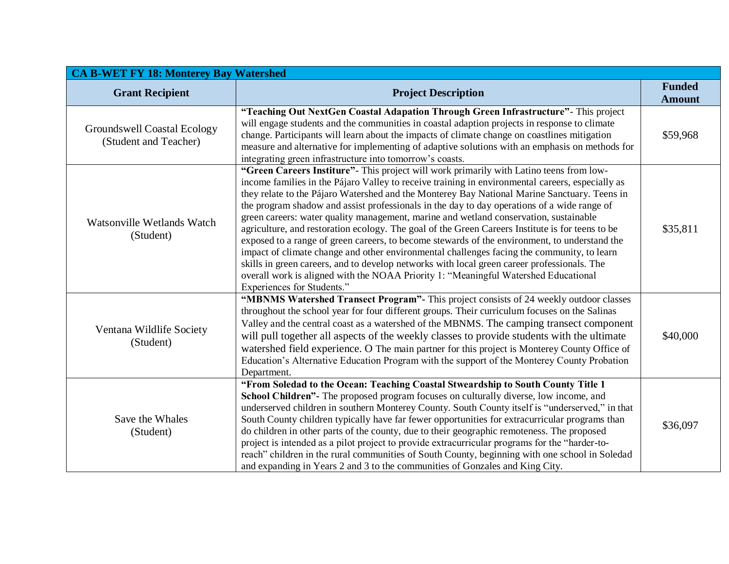| CA B-WET FY 18: Monterey Bay Watershed | | |
|---|---|---|
| **Grant Recipient** | **Project Description** | **Funded Amount** |
| Groundswell Coastal Ecology (Student and Teacher) | **"Teaching Out NextGen Coastal Adapation Through Green Infrastructure"**- This project will engage students and the communities in coastal adaption projects in response to climate change. Participants will learn about the impacts of climate change on coastlines mitigation measure and alternative for implementing of adaptive solutions with an emphasis on methods for integrating green infrastructure into tomorrow's coasts. | $59,968 |
| Watsonville Wetlands Watch (Student) | **"Green Careers Institure"**- This project will work primarily with Latino teens from low-income families in the Pájaro Valley to receive training in environmental careers, especially as they relate to the Pájaro Watershed and the Monterey Bay National Marine Sanctuary. Teens in the program shadow and assist professionals in the day to day operations of a wide range of green careers: water quality management, marine and wetland conservation, sustainable agriculture, and restoration ecology. The goal of the Green Careers Institute is for teens to be exposed to a range of green careers, to become stewards of the environment, to understand the impact of climate change and other environmental challenges facing the community, to learn skills in green careers, and to develop networks with local green career professionals. The overall work is aligned with the NOAA Priority 1: "Meaningful Watershed Educational Experiences for Students." | $35,811 |
| Ventana Wildlife Society (Student) | **"MBNMS Watershed Transect Program"-** This project consists of 24 weekly outdoor classes throughout the school year for four different groups. Their curriculum focuses on the Salinas Valley and the central coast as a watershed of the MBNMS. The camping transect component will pull together all aspects of the weekly classes to provide students with the ultimate watershed field experience. O The main partner for this project is Monterey County Office of Education's Alternative Education Program with the support of the Monterey County Probation Department. | $40,000 |
| Save the Whales (Student) | **"From Soledad to the Ocean: Teaching Coastal Stweardship to South County Title 1 School Children"**- The proposed program focuses on culturally diverse, low income, and underserved children in southern Monterey County. South County itself is "underserved," in that South County children typically have far fewer opportunities for extracurricular programs than do children in other parts of the county, due to their geographic remoteness. The proposed project is intended as a pilot project to provide extracurricular programs for the "harder-to-reach" children in the rural communities of South County, beginning with one school in Soledad and expanding in Years 2 and 3 to the communities of Gonzales and King City. | $36,097 |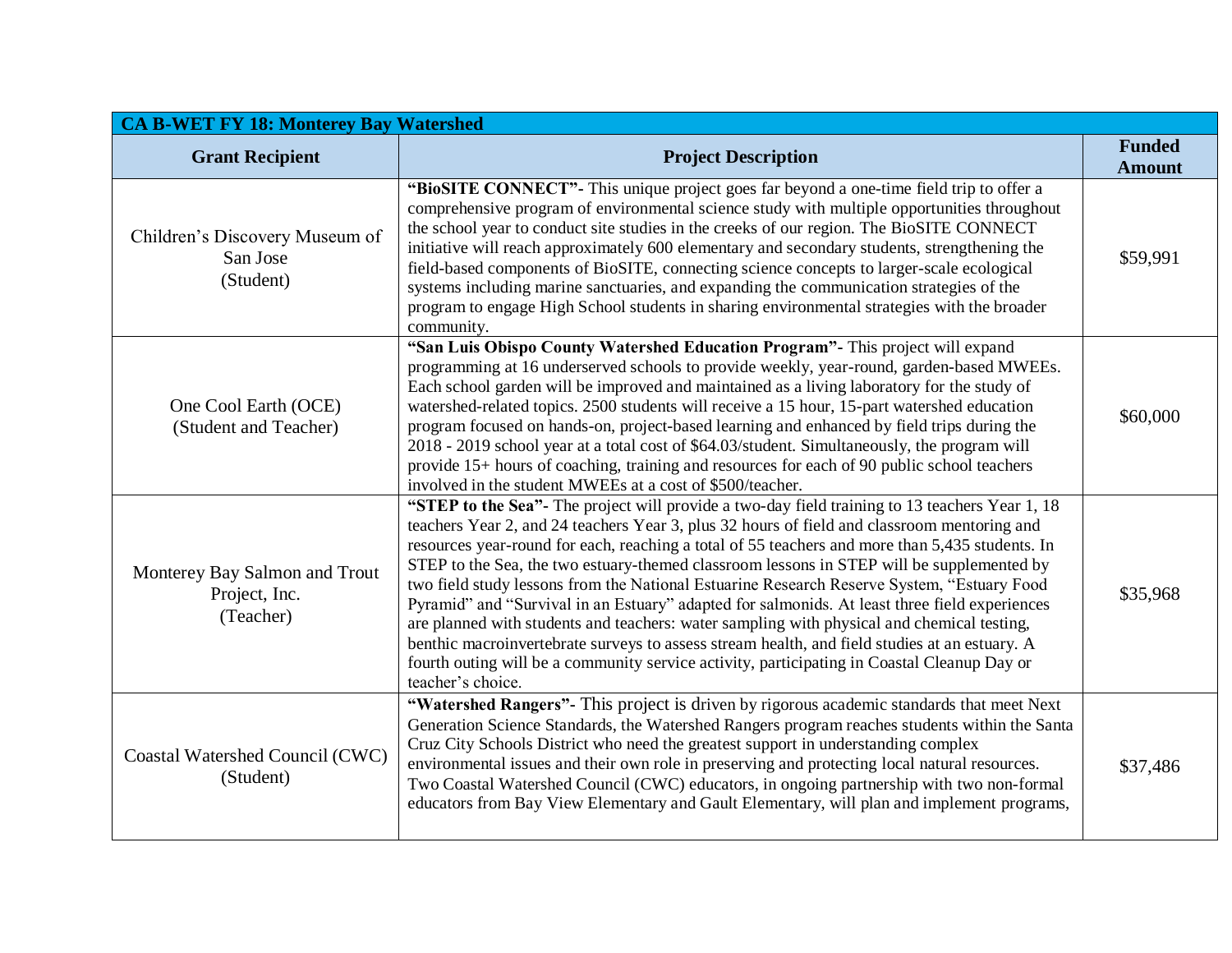| CA B-WET FY 18: Monterey Bay Watershed | | |
|---|---|---|
| **Grant Recipient** | **Project Description** | **Funded Amount** |
| Children's Discovery Museum of San Jose (Student) | **"BioSITE CONNECT"-** This unique project goes far beyond a one-time field trip to offer a comprehensive program of environmental science study with multiple opportunities throughout the school year to conduct site studies in the creeks of our region. The BioSITE CONNECT initiative will reach approximately 600 elementary and secondary students, strengthening the field-based components of BioSITE, connecting science concepts to larger-scale ecological systems including marine sanctuaries, and expanding the communication strategies of the program to engage High School students in sharing environmental strategies with the broader community. | $59,991 |
| One Cool Earth (OCE) (Student and Teacher) | **"San Luis Obispo County Watershed Education Program"-** This project will expand programming at 16 underserved schools to provide weekly, year-round, garden-based MWEEs. Each school garden will be improved and maintained as a living laboratory for the study of watershed-related topics. 2500 students will receive a 15 hour, 15-part watershed education program focused on hands-on, project-based learning and enhanced by field trips during the 2018 - 2019 school year at a total cost of $64.03/student. Simultaneously, the program will provide 15+ hours of coaching, training and resources for each of 90 public school teachers involved in the student MWEEs at a cost of $500/teacher. | $60,000 |
| Monterey Bay Salmon and Trout Project, Inc. (Teacher) | **"STEP to the Sea"-** The project will provide a two-day field training to 13 teachers Year 1, 18 teachers Year 2, and 24 teachers Year 3, plus 32 hours of field and classroom mentoring and resources year-round for each, reaching a total of 55 teachers and more than 5,435 students. In STEP to the Sea, the two estuary-themed classroom lessons in STEP will be supplemented by two field study lessons from the National Estuarine Research Reserve System, "Estuary Food Pyramid" and "Survival in an Estuary" adapted for salmonids. At least three field experiences are planned with students and teachers: water sampling with physical and chemical testing, benthic macroinvertebrate surveys to assess stream health, and field studies at an estuary. A fourth outing will be a community service activity, participating in Coastal Cleanup Day or teacher's choice. | $35,968 |
| Coastal Watershed Council (CWC) (Student) | **"Watershed Rangers"-** This project is driven by rigorous academic standards that meet Next Generation Science Standards, the Watershed Rangers program reaches students within the Santa Cruz City Schools District who need the greatest support in understanding complex environmental issues and their own role in preserving and protecting local natural resources. Two Coastal Watershed Council (CWC) educators, in ongoing partnership with two non-formal educators from Bay View Elementary and Gault Elementary, will plan and implement programs, | $37,486 |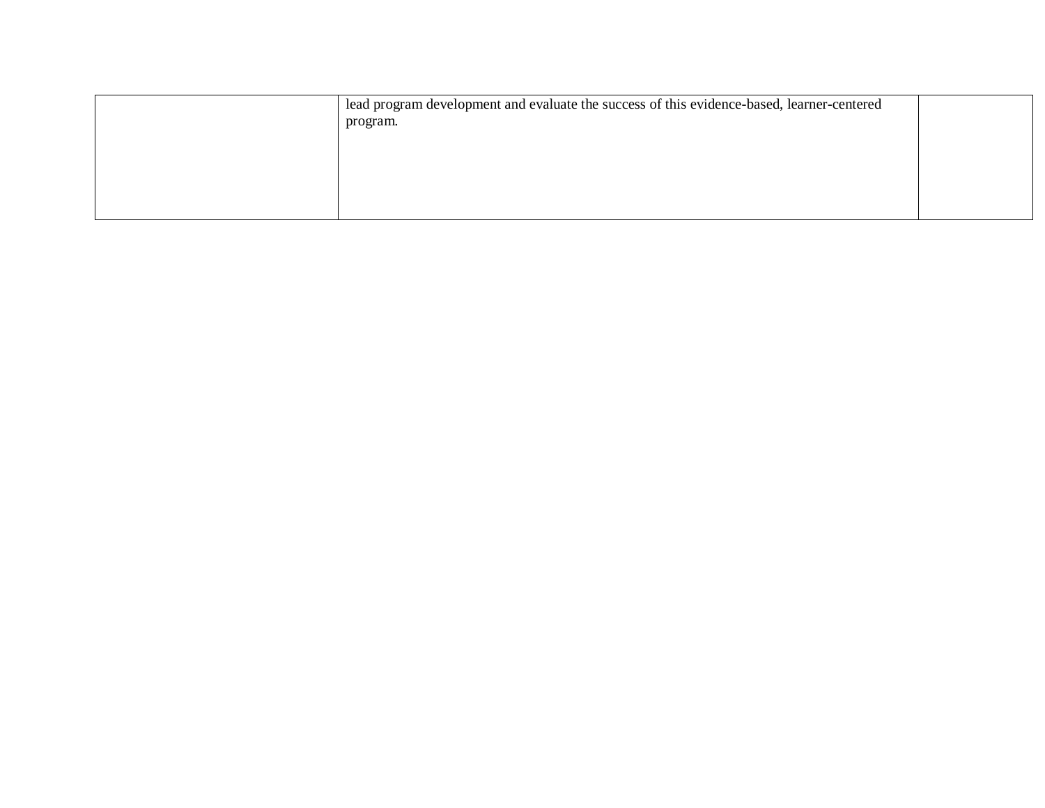| | | |
|---|---|---|
| | lead program development and evaluate the success of this evidence-based, learner-centered program. | |